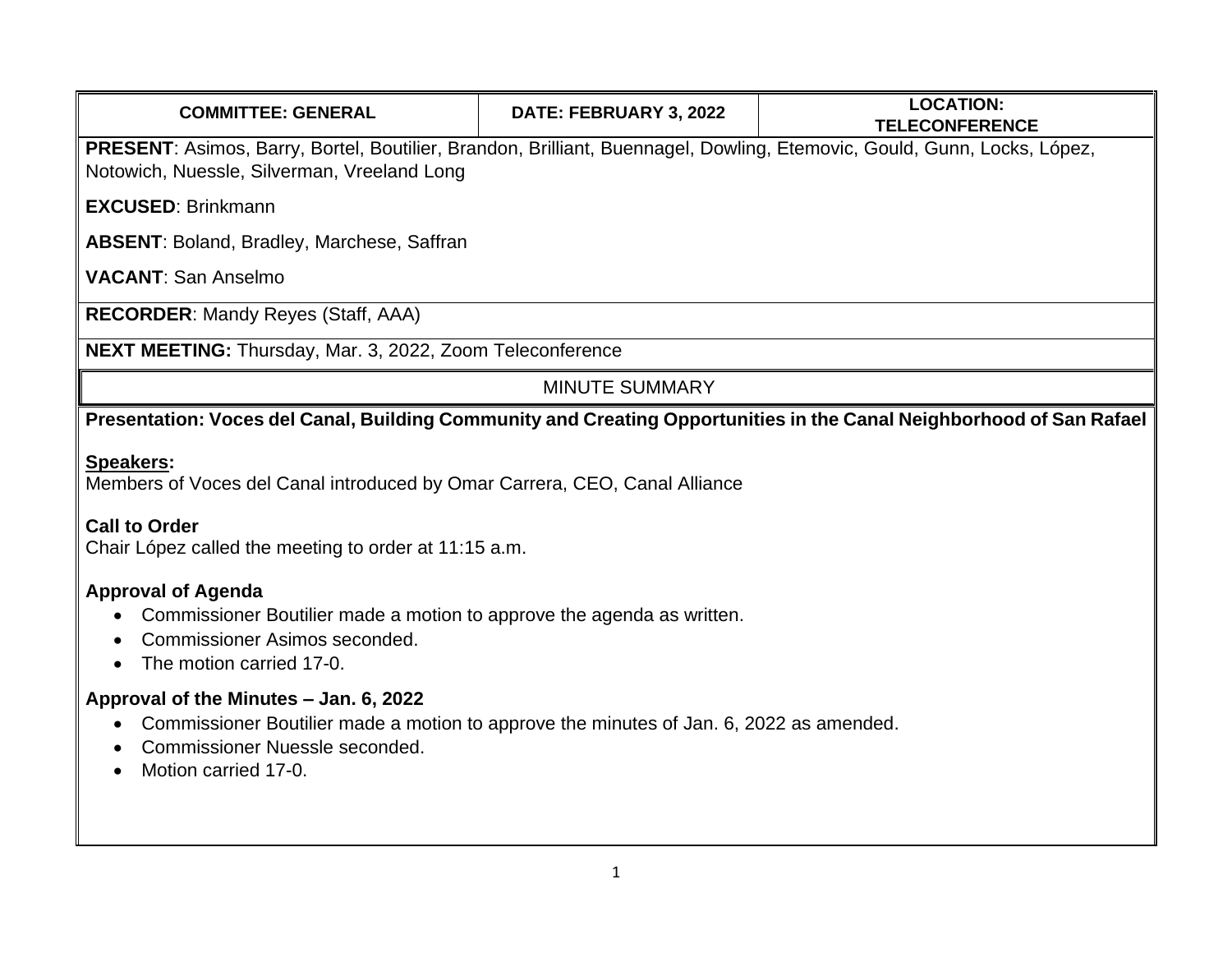| COMMITTEE: GENERAL | DATE: FEBRUARY 3, 2022 | LOCATION: TELECONFERENCE |
|---|---|---|

**PRESENT**: Asimos, Barry, Bortel, Boutilier, Brandon, Brilliant, Buennagel, Dowling, Etemovic, Gould, Gunn, Locks, López, Notowich, Nuessle, Silverman, Vreeland Long

**EXCUSED**: Brinkmann

**ABSENT**: Boland, Bradley, Marchese, Saffran

**VACANT**: San Anselmo

**RECORDER**: Mandy Reyes (Staff, AAA)

**NEXT MEETING:** Thursday, Mar. 3, 2022, Zoom Teleconference

## MINUTE SUMMARY

**Presentation: Voces del Canal, Building Community and Creating Opportunities in the Canal Neighborhood of San Rafael**

**Speakers:**
Members of Voces del Canal introduced by Omar Carrera, CEO, Canal Alliance

**Call to Order**
Chair López called the meeting to order at 11:15 a.m.

**Approval of Agenda**

- Commissioner Boutilier made a motion to approve the agenda as written.
- Commissioner Asimos seconded.
- The motion carried 17-0.

**Approval of the Minutes – Jan. 6, 2022**

- Commissioner Boutilier made a motion to approve the minutes of Jan. 6, 2022 as amended.
- Commissioner Nuessle seconded.
- Motion carried 17-0.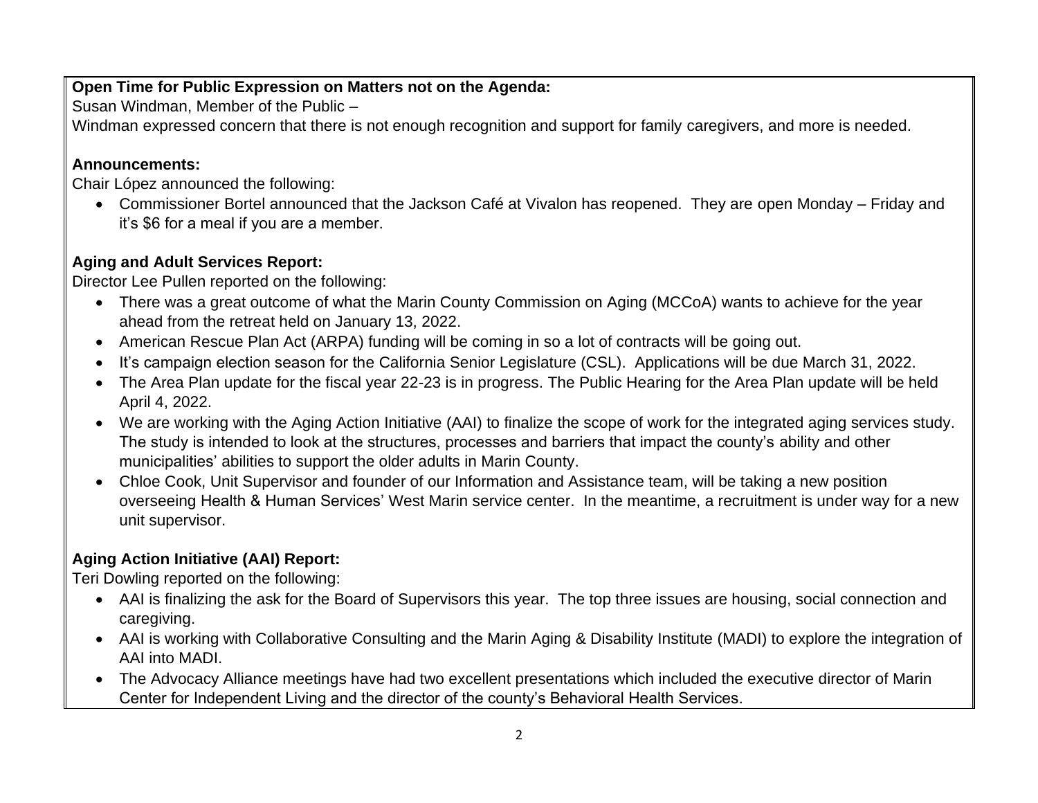**Open Time for Public Expression on Matters not on the Agenda:**
Susan Windman, Member of the Public –
Windman expressed concern that there is not enough recognition and support for family caregivers, and more is needed.

**Announcements:**
Chair López announced the following:

- Commissioner Bortel announced that the Jackson Café at Vivalon has reopened. They are open Monday – Friday and it's $6 for a meal if you are a member.

**Aging and Adult Services Report:**
Director Lee Pullen reported on the following:

- There was a great outcome of what the Marin County Commission on Aging (MCCoA) wants to achieve for the year ahead from the retreat held on January 13, 2022.
- American Rescue Plan Act (ARPA) funding will be coming in so a lot of contracts will be going out.
- It's campaign election season for the California Senior Legislature (CSL). Applications will be due March 31, 2022.
- The Area Plan update for the fiscal year 22-23 is in progress. The Public Hearing for the Area Plan update will be held April 4, 2022.
- We are working with the Aging Action Initiative (AAI) to finalize the scope of work for the integrated aging services study. The study is intended to look at the structures, processes and barriers that impact the county's ability and other municipalities' abilities to support the older adults in Marin County.
- Chloe Cook, Unit Supervisor and founder of our Information and Assistance team, will be taking a new position overseeing Health & Human Services' West Marin service center. In the meantime, a recruitment is under way for a new unit supervisor.

**Aging Action Initiative (AAI) Report:**
Teri Dowling reported on the following:

- AAI is finalizing the ask for the Board of Supervisors this year. The top three issues are housing, social connection and caregiving.
- AAI is working with Collaborative Consulting and the Marin Aging & Disability Institute (MADI) to explore the integration of AAI into MADI.
- The Advocacy Alliance meetings have had two excellent presentations which included the executive director of Marin Center for Independent Living and the director of the county's Behavioral Health Services.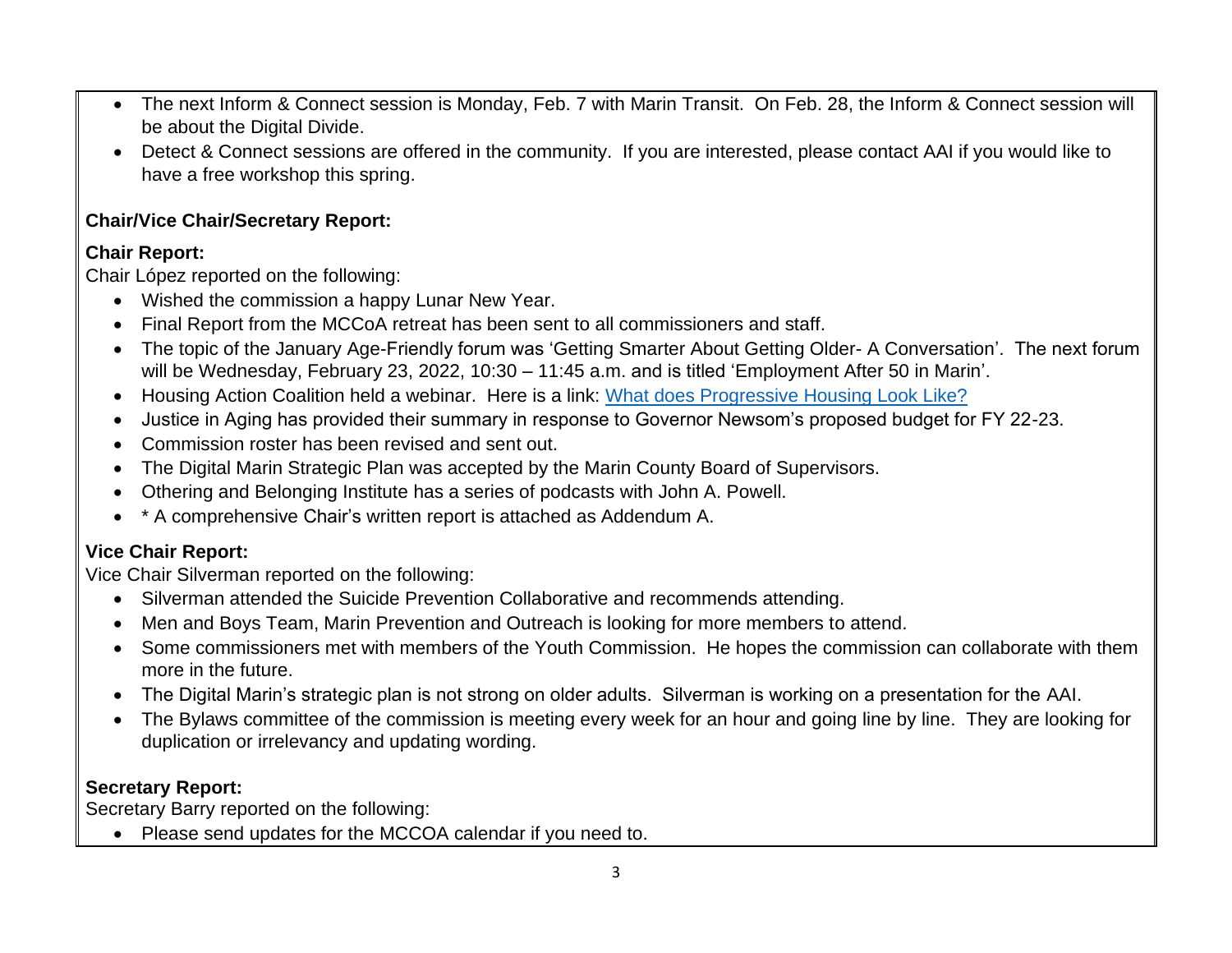- The next Inform & Connect session is Monday, Feb. 7 with Marin Transit. On Feb. 28, the Inform & Connect session will be about the Digital Divide.
- Detect & Connect sessions are offered in the community. If you are interested, please contact AAI if you would like to have a free workshop this spring.

**Chair/Vice Chair/Secretary Report:**

**Chair Report:**

Chair López reported on the following:

- Wished the commission a happy Lunar New Year.
- Final Report from the MCCoA retreat has been sent to all commissioners and staff.
- The topic of the January Age-Friendly forum was 'Getting Smarter About Getting Older- A Conversation'. The next forum will be Wednesday, February 23, 2022, 10:30 – 11:45 a.m. and is titled 'Employment After 50 in Marin'.
- Housing Action Coalition held a webinar. Here is a link: What does Progressive Housing Look Like?
- Justice in Aging has provided their summary in response to Governor Newsom's proposed budget for FY 22-23.
- Commission roster has been revised and sent out.
- The Digital Marin Strategic Plan was accepted by the Marin County Board of Supervisors.
- Othering and Belonging Institute has a series of podcasts with John A. Powell.
- * A comprehensive Chair's written report is attached as Addendum A.

**Vice Chair Report:**

Vice Chair Silverman reported on the following:

- Silverman attended the Suicide Prevention Collaborative and recommends attending.
- Men and Boys Team, Marin Prevention and Outreach is looking for more members to attend.
- Some commissioners met with members of the Youth Commission. He hopes the commission can collaborate with them more in the future.
- The Digital Marin's strategic plan is not strong on older adults. Silverman is working on a presentation for the AAI.
- The Bylaws committee of the commission is meeting every week for an hour and going line by line. They are looking for duplication or irrelevancy and updating wording.

**Secretary Report:**

Secretary Barry reported on the following:

- Please send updates for the MCCOA calendar if you need to.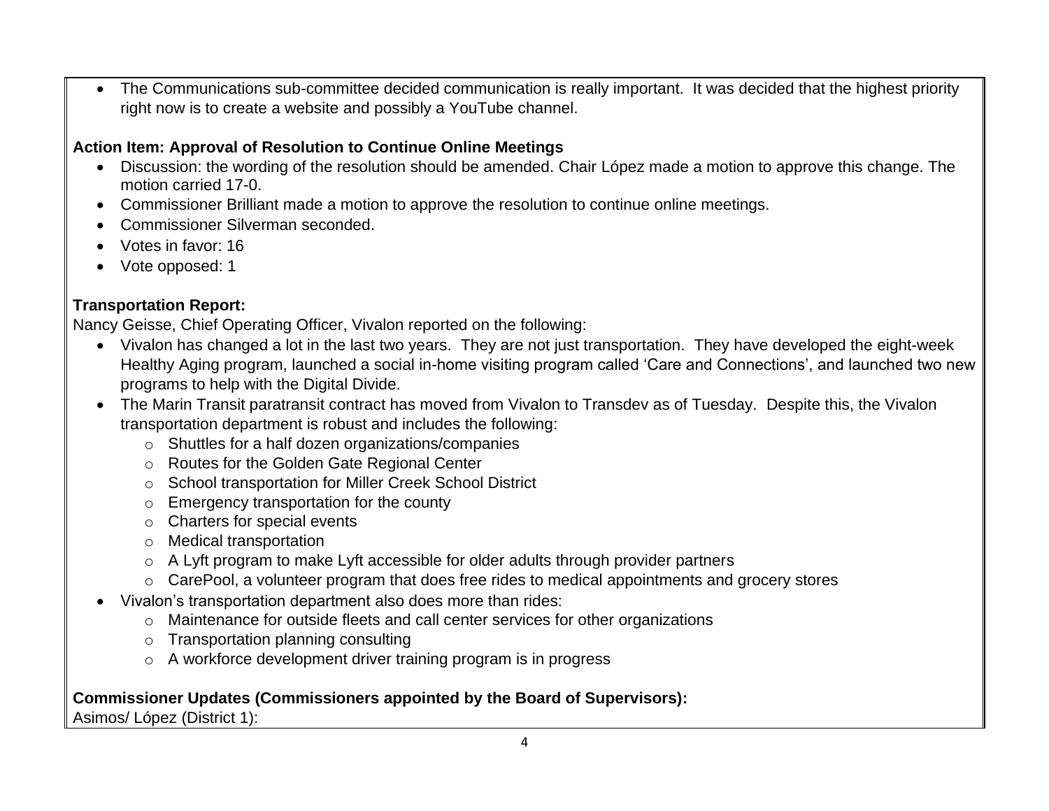- The Communications sub-committee decided communication is really important. It was decided that the highest priority right now is to create a website and possibly a YouTube channel.

**Action Item: Approval of Resolution to Continue Online Meetings**

- Discussion: the wording of the resolution should be amended. Chair López made a motion to approve this change. The motion carried 17-0.
- Commissioner Brilliant made a motion to approve the resolution to continue online meetings.
- Commissioner Silverman seconded.
- Votes in favor: 16
- Vote opposed: 1

**Transportation Report:**

Nancy Geisse, Chief Operating Officer, Vivalon reported on the following:

- Vivalon has changed a lot in the last two years. They are not just transportation. They have developed the eight-week Healthy Aging program, launched a social in-home visiting program called 'Care and Connections', and launched two new programs to help with the Digital Divide.
- The Marin Transit paratransit contract has moved from Vivalon to Transdev as of Tuesday. Despite this, the Vivalon transportation department is robust and includes the following:
  - Shuttles for a half dozen organizations/companies
  - Routes for the Golden Gate Regional Center
  - School transportation for Miller Creek School District
  - Emergency transportation for the county
  - Charters for special events
  - Medical transportation
  - A Lyft program to make Lyft accessible for older adults through provider partners
  - CarePool, a volunteer program that does free rides to medical appointments and grocery stores
- Vivalon's transportation department also does more than rides:
  - Maintenance for outside fleets and call center services for other organizations
  - Transportation planning consulting
  - A workforce development driver training program is in progress

**Commissioner Updates (Commissioners appointed by the Board of Supervisors):**

Asimos/ López (District 1):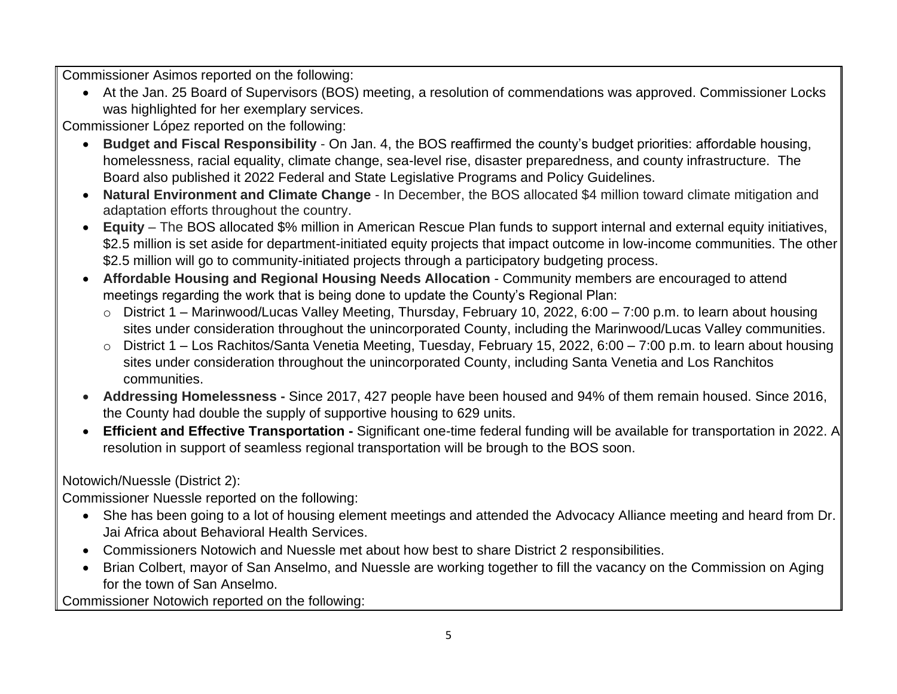Commissioner Asimos reported on the following:

- At the Jan. 25 Board of Supervisors (BOS) meeting, a resolution of commendations was approved. Commissioner Locks was highlighted for her exemplary services.

Commissioner López reported on the following:

- **Budget and Fiscal Responsibility** - On Jan. 4, the BOS reaffirmed the county's budget priorities: affordable housing, homelessness, racial equality, climate change, sea-level rise, disaster preparedness, and county infrastructure. The Board also published it 2022 Federal and State Legislative Programs and Policy Guidelines.
- **Natural Environment and Climate Change** - In December, the BOS allocated $4 million toward climate mitigation and adaptation efforts throughout the country.
- **Equity** – The BOS allocated $% million in American Rescue Plan funds to support internal and external equity initiatives, $2.5 million is set aside for department-initiated equity projects that impact outcome in low-income communities. The other $2.5 million will go to community-initiated projects through a participatory budgeting process.
- **Affordable Housing and Regional Housing Needs Allocation** - Community members are encouraged to attend meetings regarding the work that is being done to update the County's Regional Plan:
  - District 1 – Marinwood/Lucas Valley Meeting, Thursday, February 10, 2022, 6:00 – 7:00 p.m. to learn about housing sites under consideration throughout the unincorporated County, including the Marinwood/Lucas Valley communities.
  - District 1 – Los Rachitos/Santa Venetia Meeting, Tuesday, February 15, 2022, 6:00 – 7:00 p.m. to learn about housing sites under consideration throughout the unincorporated County, including Santa Venetia and Los Ranchitos communities.
- **Addressing Homelessness -** Since 2017, 427 people have been housed and 94% of them remain housed. Since 2016, the County had double the supply of supportive housing to 629 units.
- **Efficient and Effective Transportation -** Significant one-time federal funding will be available for transportation in 2022. A resolution in support of seamless regional transportation will be brough to the BOS soon.

Notowich/Nuessle (District 2):

Commissioner Nuessle reported on the following:

- She has been going to a lot of housing element meetings and attended the Advocacy Alliance meeting and heard from Dr. Jai Africa about Behavioral Health Services.
- Commissioners Notowich and Nuessle met about how best to share District 2 responsibilities.
- Brian Colbert, mayor of San Anselmo, and Nuessle are working together to fill the vacancy on the Commission on Aging for the town of San Anselmo.

Commissioner Notowich reported on the following: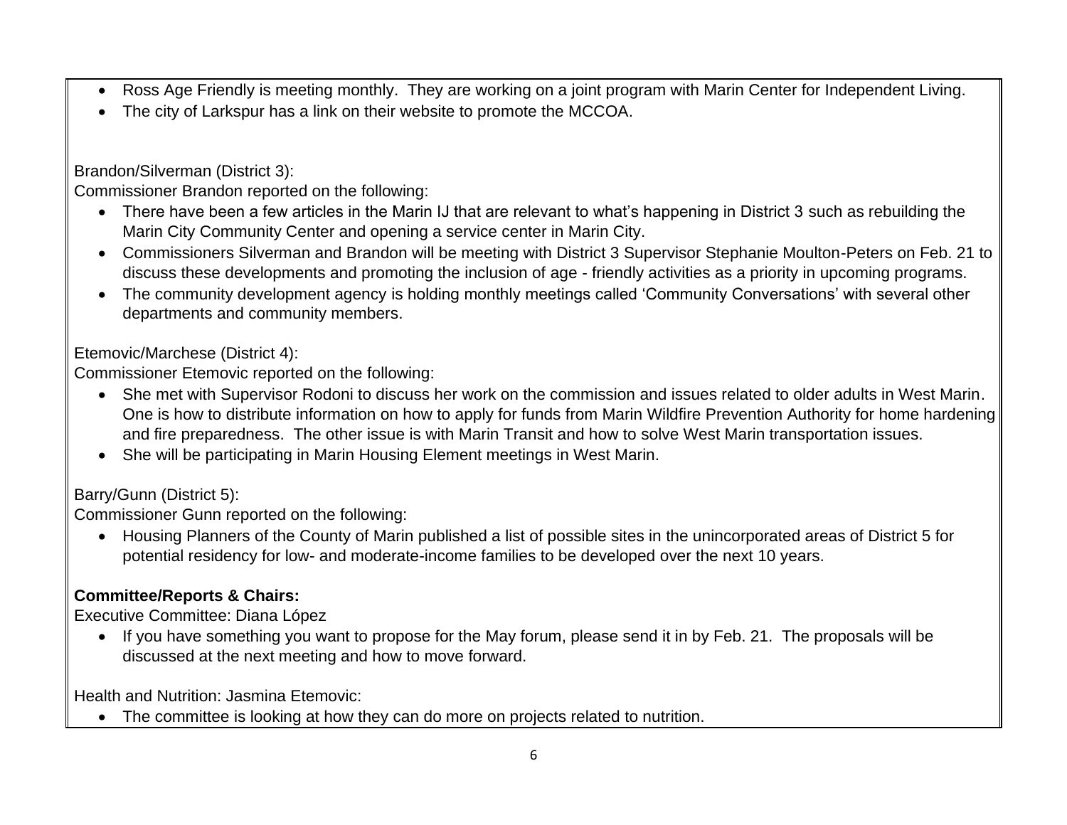- Ross Age Friendly is meeting monthly. They are working on a joint program with Marin Center for Independent Living.
- The city of Larkspur has a link on their website to promote the MCCOA.

Brandon/Silverman (District 3):
Commissioner Brandon reported on the following:

- There have been a few articles in the Marin IJ that are relevant to what's happening in District 3 such as rebuilding the Marin City Community Center and opening a service center in Marin City.
- Commissioners Silverman and Brandon will be meeting with District 3 Supervisor Stephanie Moulton-Peters on Feb. 21 to discuss these developments and promoting the inclusion of age - friendly activities as a priority in upcoming programs.
- The community development agency is holding monthly meetings called 'Community Conversations' with several other departments and community members.

Etemovic/Marchese (District 4):
Commissioner Etemovic reported on the following:

- She met with Supervisor Rodoni to discuss her work on the commission and issues related to older adults in West Marin. One is how to distribute information on how to apply for funds from Marin Wildfire Prevention Authority for home hardening and fire preparedness. The other issue is with Marin Transit and how to solve West Marin transportation issues.
- She will be participating in Marin Housing Element meetings in West Marin.

Barry/Gunn (District 5):
Commissioner Gunn reported on the following:

- Housing Planners of the County of Marin published a list of possible sites in the unincorporated areas of District 5 for potential residency for low- and moderate-income families to be developed over the next 10 years.

**Committee/Reports & Chairs:**

Executive Committee: Diana López

- If you have something you want to propose for the May forum, please send it in by Feb. 21. The proposals will be discussed at the next meeting and how to move forward.

Health and Nutrition: Jasmina Etemovic:

- The committee is looking at how they can do more on projects related to nutrition.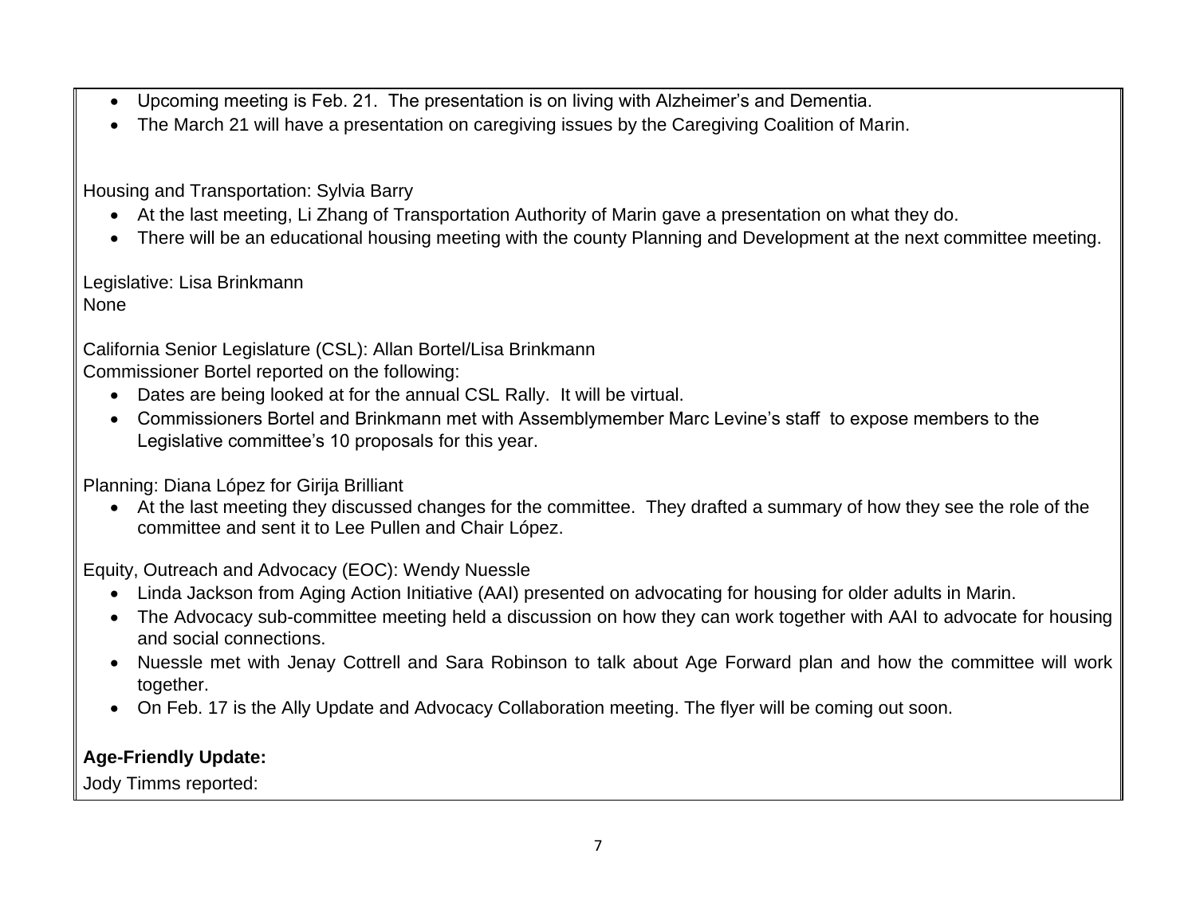- Upcoming meeting is Feb. 21. The presentation is on living with Alzheimer's and Dementia.
- The March 21 will have a presentation on caregiving issues by the Caregiving Coalition of Marin.

Housing and Transportation: Sylvia Barry

- At the last meeting, Li Zhang of Transportation Authority of Marin gave a presentation on what they do.
- There will be an educational housing meeting with the county Planning and Development at the next committee meeting.

Legislative: Lisa Brinkmann
None

California Senior Legislature (CSL): Allan Bortel/Lisa Brinkmann
Commissioner Bortel reported on the following:

- Dates are being looked at for the annual CSL Rally. It will be virtual.
- Commissioners Bortel and Brinkmann met with Assemblymember Marc Levine's staff to expose members to the Legislative committee's 10 proposals for this year.

Planning: Diana López for Girija Brilliant

- At the last meeting they discussed changes for the committee. They drafted a summary of how they see the role of the committee and sent it to Lee Pullen and Chair López.

Equity, Outreach and Advocacy (EOC): Wendy Nuessle

- Linda Jackson from Aging Action Initiative (AAI) presented on advocating for housing for older adults in Marin.
- The Advocacy sub-committee meeting held a discussion on how they can work together with AAI to advocate for housing and social connections.
- Nuessle met with Jenay Cottrell and Sara Robinson to talk about Age Forward plan and how the committee will work together.
- On Feb. 17 is the Ally Update and Advocacy Collaboration meeting. The flyer will be coming out soon.

**Age-Friendly Update:**

Jody Timms reported: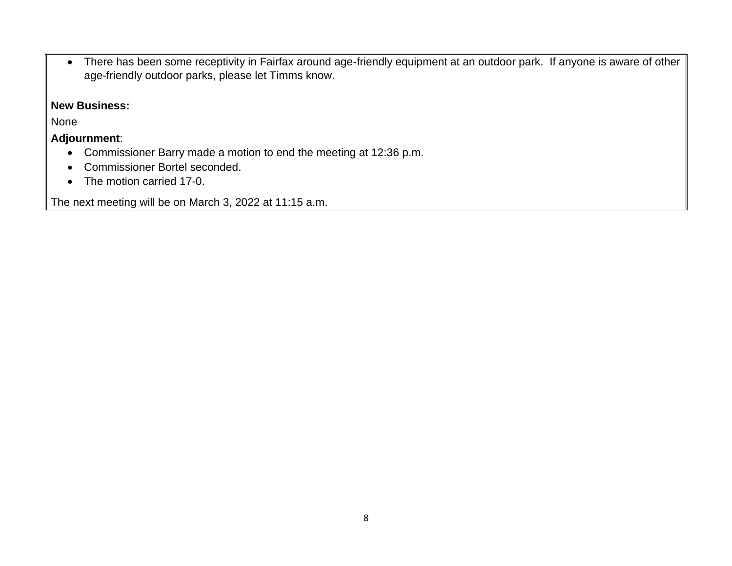- There has been some receptivity in Fairfax around age-friendly equipment at an outdoor park. If anyone is aware of other age-friendly outdoor parks, please let Timms know.

**New Business:**

None

**Adjournment**:

- Commissioner Barry made a motion to end the meeting at 12:36 p.m.
- Commissioner Bortel seconded.
- The motion carried 17-0.

The next meeting will be on March 3, 2022 at 11:15 a.m.